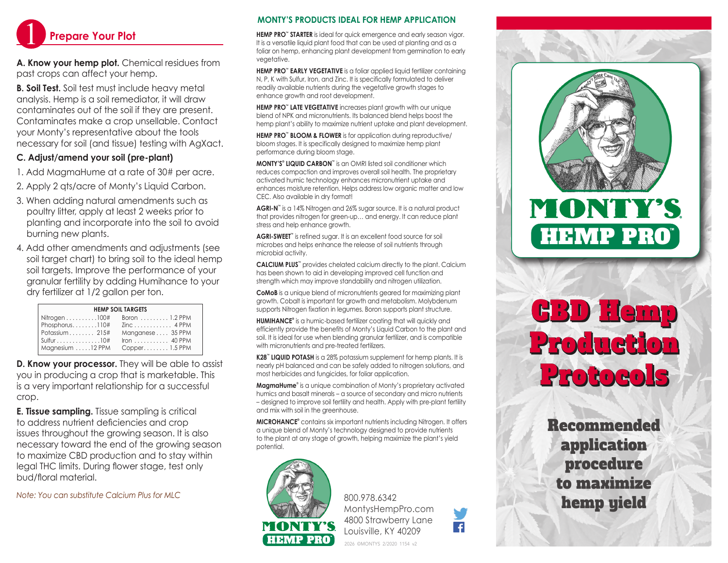# 1 Prepare Your Plot

**A. Know your hemp plot.** Chemical residues from past crops can affect your hemp.

**B. Soil Test.** Soil test must include heavy metal analysis. Hemp is a soil remediator, it will draw contaminates out of the soil if they are present. Contaminates make a crop unsellable. Contact your Monty's representative about the tools necessary for soil (and tissue) testing with AgXact.

**C. Adjust/amend your soil (pre-plant)**

1. Add MagmaHume at a rate of 30# per acre.
2. Apply 2 qts/acre of Monty's Liquid Carbon.
3. When adding natural amendments such as poultry litter, apply at least 2 weeks prior to planting and incorporate into the soil to avoid burning new plants.
4. Add other amendments and adjustments (see soil target chart) to bring soil to the ideal hemp soil targets. Improve the performance of your granular fertility by adding Humihance to your dry fertilizer at 1/2 gallon per ton.

| HEMP SOIL TARGETS | | | |
|---|---|---|---|
| Nitrogen | 100# | Boron | 1.2 PPM |
| Phosphorus | 110# | Zinc | 4 PPM |
| Potassium | 215# | Manganese | 35 PPM |
| Sulfur | 10# | Iron | 40 PPM |
| Magnesium | 12 PPM | Copper | 1.5 PPM |

**D. Know your processor.** They will be able to assist you in producing a crop that is marketable. This is a very important relationship for a successful crop.

**E. Tissue sampling.** Tissue sampling is critical to address nutrient deficiencies and crop issues throughout the growing season. It is also necessary toward the end of the growing season to maximize CBD production and to stay within legal THC limits. During flower stage, test only bud/floral material.

*Note: You can substitute Calcium Plus for MLC*

## MONTY'S PRODUCTS IDEAL FOR HEMP APPLICATION

**HEMP PRO™ STARTER** is ideal for quick emergence and early season vigor. It is a versatile liquid plant food that can be used at planting and as a foliar on hemp, enhancing plant development from germination to early vegetative.

**HEMP PRO™ EARLY VEGETATIVE** is a foliar applied liquid fertilizer containing N, P, K with Sulfur, Iron, and Zinc. It is specifically formulated to deliver readily available nutrients during the vegetative growth stages to enhance growth and root development.

**HEMP PRO™ LATE VEGETATIVE** increases plant growth with our unique blend of NPK and micronutrients. Its balanced blend helps boost the hemp plant's ability to maximize nutrient uptake and plant development.

**HEMP PRO™ BLOOM & FLOWER** is for application during reproductive/bloom stages. It is specifically designed to maximize hemp plant performance during bloom stage.

**MONTY'S® LIQUID CARBON™** is an OMRI listed soil conditioner which reduces compaction and improves overall soil health. The proprietary activated humic technology enhances micronutrient uptake and enhances moisture retention. Helps address low organic matter and low CEC. Also available in dry format!

**AGRI-N™** is a 14% Nitrogen and 26% sugar source. It is a natural product that provides nitrogen for green-up… and energy. It can reduce plant stress and help enhance growth.

**AGRI-SWEET™** is refined sugar. It is an excellent food source for soil microbes and helps enhance the release of soil nutrients through microbial activity.

**CALCIUM PLUS™** provides chelated calcium directly to the plant. Calcium has been shown to aid in developing improved cell function and strength which may improve standability and nitrogen utilization.

**CoMoB** is a unique blend of micronutrients geared for maximizing plant growth. Cobalt is important for growth and metabolism. Molybdenum supports Nitrogen fixation in legumes. Boron supports plant structure.

**HUMIHANCE®** is a humic-based fertilizer coating that will quickly and efficiently provide the benefits of Monty's Liquid Carbon to the plant and soil. It is ideal for use when blending granular fertilizer, and is compatible with micronutrients and pre-treated fertilizers.

**K28™ LIQUID POTASH** is a 28% potassium supplement for hemp plants. It is nearly pH balanced and can be safely added to nitrogen solutions, and most herbicides and fungicides, for foliar application.

**MagmaHume®** is a unique combination of Monty's proprietary activated humics and basalt minerals – a source of secondary and micro nutrients – designed to improve soil fertility and health. Apply with pre-plant fertility and mix with soil in the greenhouse.

**MICROHANCE®** contains six important nutrients including Nitrogen. It offers a unique blend of Monty's technology designed to provide nutrients to the plant at any stage of growth, helping maximize the plant's yield potential.

MONTY'S HEMP PRO™

800.978.6342
MontysHempPro.com
4800 Strawberry Lane
Louisville, KY 40209

2026 ©MONTYS 2/2020 1154 v2

# MONTY'S HEMP PRO™

# CBD Hemp Production Protocols

## Recommended application procedure to maximize hemp yield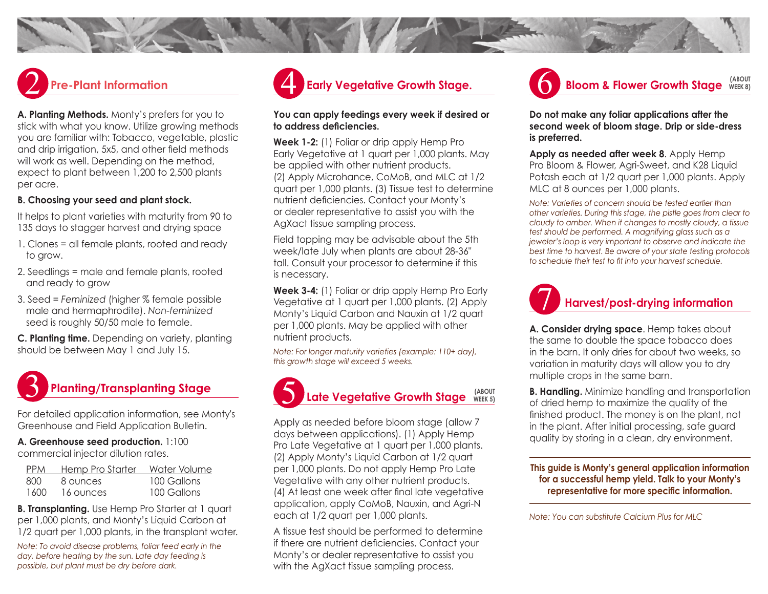## 2 Pre-Plant Information

**A. Planting Methods.** Monty's prefers for you to stick with what you know. Utilize growing methods you are familiar with: Tobacco, vegetable, plastic and drip irrigation, 5x5, and other field methods will work as well. Depending on the method, expect to plant between 1,200 to 2,500 plants per acre.

**B. Choosing your seed and plant stock.**

It helps to plant varieties with maturity from 90 to 135 days to stagger harvest and drying space

1. Clones = all female plants, rooted and ready to grow.
2. Seedlings = male and female plants, rooted and ready to grow
3. Seed = *Feminized* (higher % female possible male and hermaphrodite). *Non-feminized* seed is roughly 50/50 male to female.

**C. Planting time.** Depending on variety, planting should be between May 1 and July 15.

## 3 Planting/Transplanting Stage

For detailed application information, see Monty's Greenhouse and Field Application Bulletin.

**A. Greenhouse seed production.** 1:100 commercial injector dilution rates.

| PPM | Hemp Pro Starter | Water Volume |
|---|---|---|
| 800 | 8 ounces | 100 Gallons |
| 1600 | 16 ounces | 100 Gallons |

**B. Transplanting.** Use Hemp Pro Starter at 1 quart per 1,000 plants, and Monty's Liquid Carbon at 1/2 quart per 1,000 plants, in the transplant water.

*Note: To avoid disease problems, foliar feed early in the day, before heating by the sun. Late day feeding is possible, but plant must be dry before dark.*

## 4 Early Vegetative Growth Stage.

**You can apply feedings every week if desired or to address deficiencies.**

**Week 1-2:** (1) Foliar or drip apply Hemp Pro Early Vegetative at 1 quart per 1,000 plants. May be applied with other nutrient products. (2) Apply Microhance, CoMoB, and MLC at 1/2 quart per 1,000 plants. (3) Tissue test to determine nutrient deficiencies. Contact your Monty's or dealer representative to assist you with the AgXact tissue sampling process.

Field topping may be advisable about the 5th week/late July when plants are about 28-36" tall. Consult your processor to determine if this is necessary.

**Week 3-4:** (1) Foliar or drip apply Hemp Pro Early Vegetative at 1 quart per 1,000 plants. (2) Apply Monty's Liquid Carbon and Nauxin at 1/2 quart per 1,000 plants. May be applied with other nutrient products.

*Note: For longer maturity varieties (example: 110+ day), this growth stage will exceed 5 weeks.*

## 5 Late Vegetative Growth Stage (ABOUT WEEK 5)

Apply as needed before bloom stage (allow 7 days between applications). (1) Apply Hemp Pro Late Vegetative at 1 quart per 1,000 plants. (2) Apply Monty's Liquid Carbon at 1/2 quart per 1,000 plants. Do not apply Hemp Pro Late Vegetative with any other nutrient products. (4) At least one week after final late vegetative application, apply CoMoB, Nauxin, and Agri-N each at 1/2 quart per 1,000 plants.

A tissue test should be performed to determine if there are nutrient deficiencies. Contact your Monty's or dealer representative to assist you with the AgXact tissue sampling process.

## 6 Bloom & Flower Growth Stage (ABOUT WEEK 8)

**Do not make any foliar applications after the second week of bloom stage. Drip or side-dress is preferred.**

**Apply as needed after week 8**. Apply Hemp Pro Bloom & Flower, Agri-Sweet, and K28 Liquid Potash each at 1/2 quart per 1,000 plants. Apply MLC at 8 ounces per 1,000 plants.

*Note: Varieties of concern should be tested earlier than other varieties. During this stage, the pistle goes from clear to cloudy to amber. When it changes to mostly cloudy, a tissue test should be performed. A magnifying glass such as a jeweler's loop is very important to observe and indicate the best time to harvest. Be aware of your state testing protocols to schedule their test to fit into your harvest schedule.*

## 7 Harvest/post-drying information

**A. Consider drying space**. Hemp takes about the same to double the space tobacco does in the barn. It only dries for about two weeks, so variation in maturity days will allow you to dry multiple crops in the same barn.

**B. Handling.** Minimize handling and transportation of dried hemp to maximize the quality of the finished product. The money is on the plant, not in the plant. After initial processing, safe guard quality by storing in a clean, dry environment.

**This guide is Monty's general application information for a successful hemp yield. Talk to your Monty's representative for more specific information.**

*Note: You can substitute Calcium Plus for MLC*